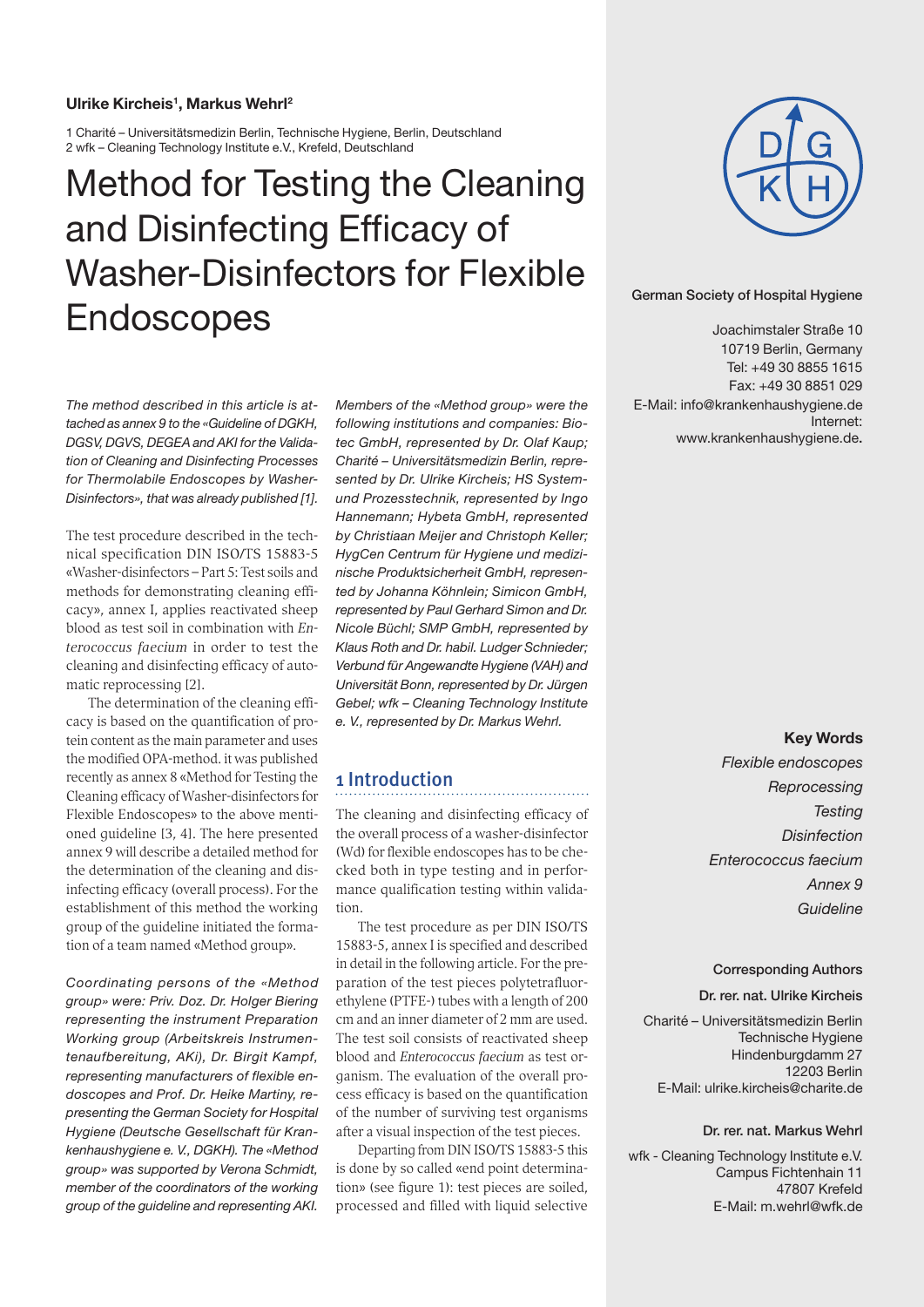**Ulrike Kircheis[1], Markus Wehrl[2]**

1 Charité – Universitätsmedizin Berlin, Technische Hygiene, Berlin, Deutschland
2 wfk – Cleaning Technology Institute e.V., Krefeld, Deutschland

# Method for Testing the Cleaning and Disinfecting Efficacy of Washer-Disinfectors for Flexible Endoscopes

*The method described in this article is attached as annex 9 to the «Guideline of DGKH, DGSV, DGVS, DEGEA and AKI for the Validation of Cleaning and Disinfecting Processes for Thermolabile Endoscopes by Washer-Disinfectors», that was already published [1].*

The test procedure described in the technical specification DIN ISO/TS 15883-5 «Washer-disinfectors – Part 5: Test soils and methods for demonstrating cleaning efficacy», annex I, applies reactivated sheep blood as test soil in combination with *Enterococcus faecium* in order to test the cleaning and disinfecting efficacy of automatic reprocessing [2].

The determination of the cleaning efficacy is based on the quantification of protein content as the main parameter and uses the modified OPA-method. it was published recently as annex 8 «Method for Testing the Cleaning efficacy of Washer-disinfectors for Flexible Endoscopes» to the above mentioned guideline [3, 4]. The here presented annex 9 will describe a detailed method for the determination of the cleaning and disinfecting efficacy (overall process). For the establishment of this method the working group of the guideline initiated the formation of a team named «Method group».

*Coordinating persons of the «Method group» were: Priv. Doz. Dr. Holger Biering representing the instrument Preparation Working group (Arbeitskreis Instrumentenaufbereitung, AKi), Dr. Birgit Kampf, representing manufacturers of flexible endoscopes and Prof. Dr. Heike Martiny, representing the German Society for Hospital Hygiene (Deutsche Gesellschaft für Krankenhaushygiene e. V., DGKH). The «Method group» was supported by Verona Schmidt, member of the coordinators of the working group of the guideline and representing AKI.*

*Members of the «Method group» were the following institutions and companies: Biotec GmbH, represented by Dr. Olaf Kaup; Charité – Universitätsmedizin Berlin, represented by Dr. Ulrike Kircheis; HS System- und Prozesstechnik, represented by Ingo Hannemann; Hybeta GmbH, represented by Christiaan Meijer and Christoph Keller; HygCen Centrum für Hygiene und medizinische Produktsicherheit GmbH, represented by Johanna Köhnlein; Simicon GmbH, represented by Paul Gerhard Simon and Dr. Nicole Büchl; SMP GmbH, represented by Klaus Roth and Dr. habil. Ludger Schnieder; Verbund für Angewandte Hygiene (VAH) and Universität Bonn, represented by Dr. Jürgen Gebel; wfk – Cleaning Technology Institute e. V., represented by Dr. Markus Wehrl.*

## 1 Introduction

The cleaning and disinfecting efficacy of the overall process of a washer-disinfector (Wd) for flexible endoscopes has to be checked both in type testing and in performance qualification testing within validation.

The test procedure as per DIN ISO/TS 15883-5, annex I is specified and described in detail in the following article. For the preparation of the test pieces polytetrafluorethylene (PTFE-) tubes with a length of 200 cm and an inner diameter of 2 mm are used. The test soil consists of reactivated sheep blood and *Enterococcus faecium* as test organism. The evaluation of the overall process efficacy is based on the quantification of the number of surviving test organisms after a visual inspection of the test pieces.

Departing from DIN ISO/TS 15883-5 this is done by so called «end point determination» (see figure 1): test pieces are soiled, processed and filled with liquid selective

**German Society of Hospital Hygiene**

Joachimstaler Straße 10
10719 Berlin, Germany
Tel: +49 30 8855 1615
Fax: +49 30 8851 029
E-Mail: info@krankenhaushygiene.de
Internet: www.krankenhaushygiene.de.

**Key Words**

*Flexible endoscopes*
*Reprocessing*
*Testing*
*Disinfection*
*Enterococcus faecium*
*Annex 9*
*Guideline*

**Corresponding Authors**

**Dr. rer. nat. Ulrike Kircheis**

Charité – Universitätsmedizin Berlin
Technische Hygiene
Hindenburgdamm 27
12203 Berlin
E-Mail: ulrike.kircheis@charite.de

**Dr. rer. nat. Markus Wehrl**

wfk - Cleaning Technology Institute e.V.
Campus Fichtenhain 11
47807 Krefeld
E-Mail: m.wehrl@wfk.de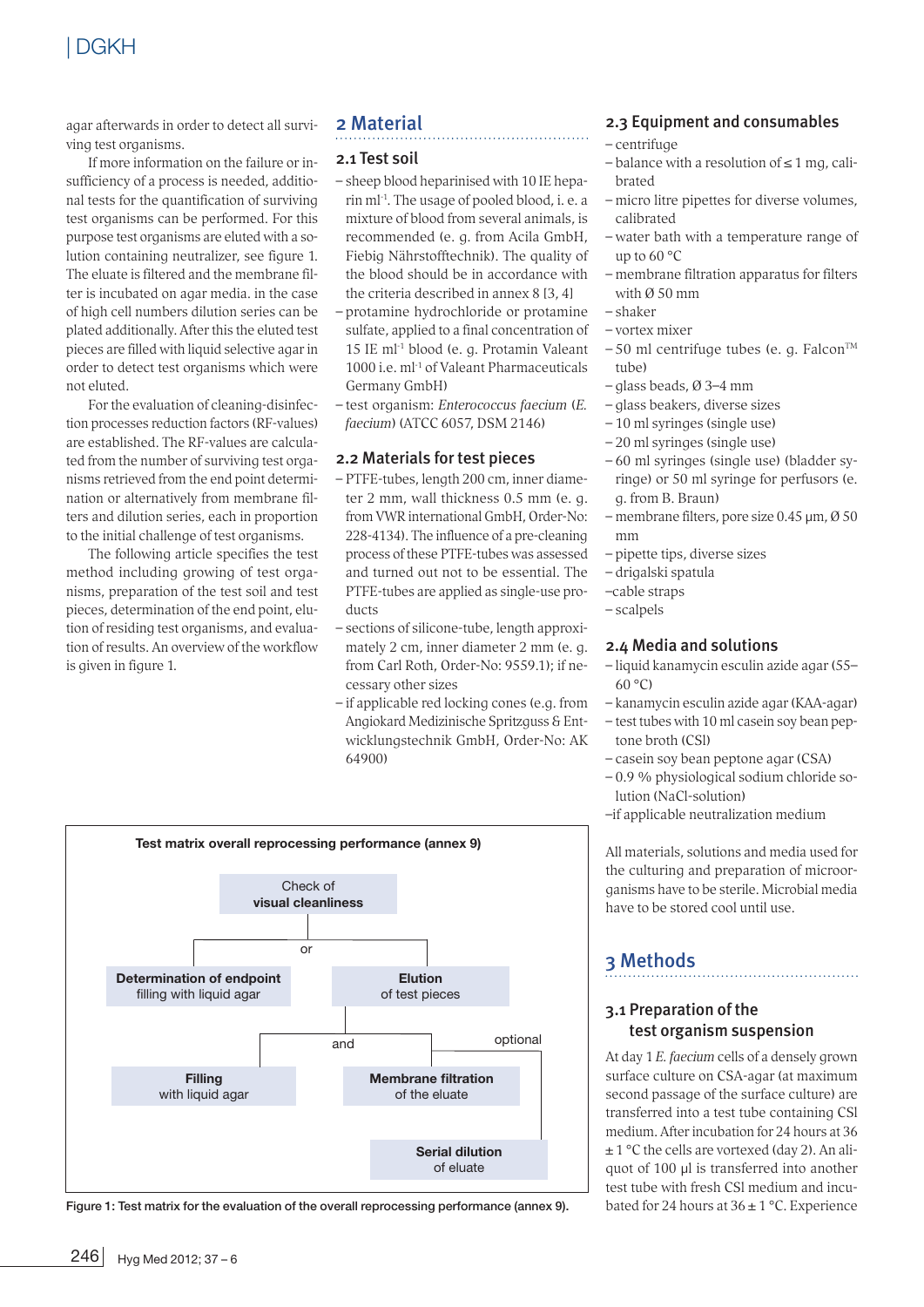agar afterwards in order to detect all surviving test organisms.

If more information on the failure or insufficiency of a process is needed, additional tests for the quantification of surviving test organisms can be performed. For this purpose test organisms are eluted with a solution containing neutralizer, see figure 1. The eluate is filtered and the membrane filter is incubated on agar media. in the case of high cell numbers dilution series can be plated additionally. After this the eluted test pieces are filled with liquid selective agar in order to detect test organisms which were not eluted.

For the evaluation of cleaning-disinfection processes reduction factors (RF-values) are established. The RF-values are calculated from the number of surviving test organisms retrieved from the end point determination or alternatively from membrane filters and dilution series, each in proportion to the initial challenge of test organisms.

The following article specifies the test method including growing of test organisms, preparation of the test soil and test pieces, determination of the end point, elution of residing test organisms, and evaluation of results. An overview of the workflow is given in figure 1.

## 2 Material

### 2.1 Test soil

- sheep blood heparinised with 10 IE heparin ml$^{-1}$. The usage of pooled blood, i. e. a mixture of blood from several animals, is recommended (e. g. from Acila GmbH, Fiebig Nährstofftechnik). The quality of the blood should be in accordance with the criteria described in annex 8 [3, 4]
- protamine hydrochloride or protamine sulfate, applied to a final concentration of 15 IE ml$^{-1}$ blood (e. g. Protamin Valeant 1000 i.e. ml$^{-1}$ of Valeant Pharmaceuticals Germany GmbH)
- test organism: *Enterococcus faecium* (*E. faecium*) (ATCC 6057, DSM 2146)

### 2.2 Materials for test pieces

- PTFE-tubes, length 200 cm, inner diameter 2 mm, wall thickness 0.5 mm (e. g. from VWR international GmbH, Order-No: 228-4134). The influence of a pre-cleaning process of these PTFE-tubes was assessed and turned out not to be essential. The PTFE-tubes are applied as single-use products
- sections of silicone-tube, length approximately 2 cm, inner diameter 2 mm (e. g. from Carl Roth, Order-No: 9559.1); if necessary other sizes
- if applicable red locking cones (e.g. from Angiokard Medizinische Spritzguss & Entwicklungstechnik GmbH, Order-No: AK 64900)

Test matrix overall reprocessing performance (annex 9)

- Check of visual cleanliness
  - or:
    - Determination of endpoint – filling with liquid agar
    - Elution of test pieces
      - and: Filling with liquid agar
      - and: Membrane filtration of the eluate
      - optional: Serial dilution of eluate

Figure 1: Test matrix for the evaluation of the overall reprocessing performance (annex 9).

### 2.3 Equipment and consumables

- centrifuge
- balance with a resolution of ≤ 1 mg, calibrated
- micro litre pipettes for diverse volumes, calibrated
- water bath with a temperature range of up to 60 °C
- membrane filtration apparatus for filters with Ø 50 mm
- shaker
- vortex mixer
- 50 ml centrifuge tubes (e. g. Falcon™ tube)
- glass beads, Ø 3–4 mm
- glass beakers, diverse sizes
- 10 ml syringes (single use)
- 20 ml syringes (single use)
- 60 ml syringes (single use) (bladder syringe) or 50 ml syringe for perfusors (e. g. from B. Braun)
- membrane filters, pore size 0.45 µm, Ø 50 mm
- pipette tips, diverse sizes
- drigalski spatula
- cable straps
- scalpels

### 2.4 Media and solutions

- liquid kanamycin esculin azide agar (55–60 °C)
- kanamycin esculin azide agar (KAA-agar)
- test tubes with 10 ml casein soy bean peptone broth (CSI)
- casein soy bean peptone agar (CSA)
- 0.9 % physiological sodium chloride solution (NaCl-solution)
- if applicable neutralization medium

All materials, solutions and media used for the culturing and preparation of microorganisms have to be sterile. Microbial media have to be stored cool until use.

## 3 Methods

### 3.1 Preparation of the test organism suspension

At day 1 *E. faecium* cells of a densely grown surface culture on CSA-agar (at maximum second passage of the surface culture) are transferred into a test tube containing CSI medium. After incubation for 24 hours at 36 ± 1 °C the cells are vortexed (day 2). An aliquot of 100 µl is transferred into another test tube with fresh CSI medium and incubated for 24 hours at 36 ± 1 °C. Experience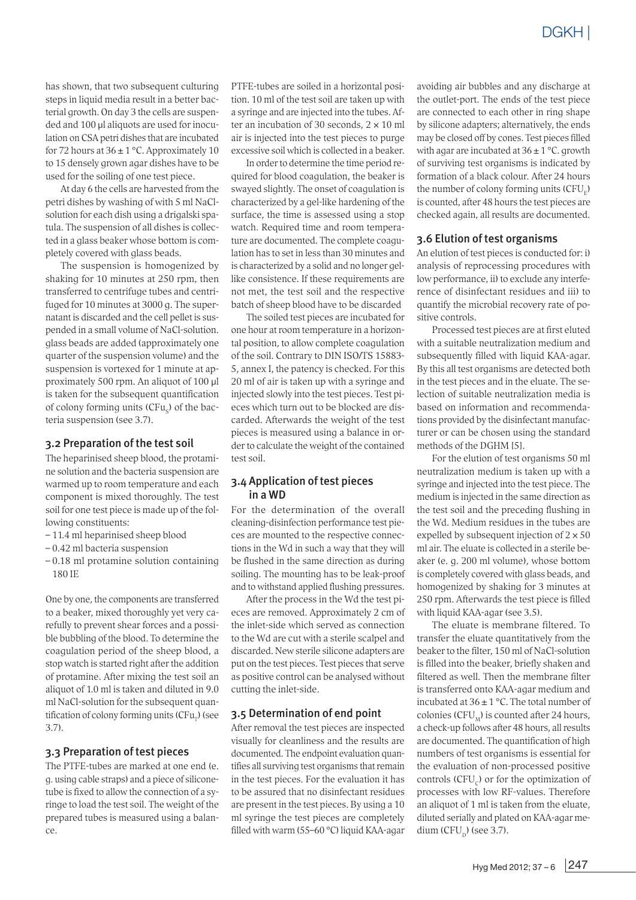has shown, that two subsequent culturing steps in liquid media result in a better bacterial growth. On day 3 the cells are suspended and 100 µl aliquots are used for inoculation on CSA petri dishes that are incubated for 72 hours at 36 ± 1 °C. Approximately 10 to 15 densely grown agar dishes have to be used for the soiling of one test piece.

At day 6 the cells are harvested from the petri dishes by washing of with 5 ml NaCl-solution for each dish using a drigalski spatula. The suspension of all dishes is collected in a glass beaker whose bottom is completely covered with glass beads.

The suspension is homogenized by shaking for 10 minutes at 250 rpm, then transferred to centrifuge tubes and centrifuged for 10 minutes at 3000 g. The supernatant is discarded and the cell pellet is suspended in a small volume of NaCl-solution. glass beads are added (approximately one quarter of the suspension volume) and the suspension is vortexed for 1 minute at approximately 500 rpm. An aliquot of 100 µl is taken for the subsequent quantification of colony forming units ($CFu_S$) of the bacteria suspension (see 3.7).

### 3.2 Preparation of the test soil

The heparinised sheep blood, the protamine solution and the bacteria suspension are warmed up to room temperature and each component is mixed thoroughly. The test soil for one test piece is made up of the following constituents:

- 11.4 ml heparinised sheep blood
- 0.42 ml bacteria suspension
- 0.18 ml protamine solution containing 180 IE

One by one, the components are transferred to a beaker, mixed thoroughly yet very carefully to prevent shear forces and a possible bubbling of the blood. To determine the coagulation period of the sheep blood, a stop watch is started right after the addition of protamine. After mixing the test soil an aliquot of 1.0 ml is taken and diluted in 9.0 ml NaCl-solution for the subsequent quantification of colony forming units ($CFu_T$) (see 3.7).

### 3.3 Preparation of test pieces

The PTFE-tubes are marked at one end (e. g. using cable straps) and a piece of silicone-tube is fixed to allow the connection of a syringe to load the test soil. The weight of the prepared tubes is measured using a balance.

PTFE-tubes are soiled in a horizontal position. 10 ml of the test soil are taken up with a syringe and are injected into the tubes. After an incubation of 30 seconds, 2 × 10 ml air is injected into the test pieces to purge excessive soil which is collected in a beaker.

In order to determine the time period required for blood coagulation, the beaker is swayed slightly. The onset of coagulation is characterized by a gel-like hardening of the surface, the time is assessed using a stop watch. Required time and room temperature are documented. The complete coagulation has to set in less than 30 minutes and is characterized by a solid and no longer gel-like consistence. If these requirements are not met, the test soil and the respective batch of sheep blood have to be discarded

The soiled test pieces are incubated for one hour at room temperature in a horizontal position, to allow complete coagulation of the soil. Contrary to DIN ISO/TS 15883-5, annex I, the patency is checked. For this 20 ml of air is taken up with a syringe and injected slowly into the test pieces. Test pieces which turn out to be blocked are discarded. Afterwards the weight of the test pieces is measured using a balance in order to calculate the weight of the contained test soil.

### 3.4 Application of test pieces in a WD

For the determination of the overall cleaning-disinfection performance test pieces are mounted to the respective connections in the Wd in such a way that they will be flushed in the same direction as during soiling. The mounting has to be leak-proof and to withstand applied flushing pressures.

After the process in the Wd the test pieces are removed. Approximately 2 cm of the inlet-side which served as connection to the Wd are cut with a sterile scalpel and discarded. New sterile silicone adapters are put on the test pieces. Test pieces that serve as positive control can be analysed without cutting the inlet-side.

### 3.5 Determination of end point

After removal the test pieces are inspected visually for cleanliness and the results are documented. The endpoint evaluation quantifies all surviving test organisms that remain in the test pieces. For the evaluation it has to be assured that no disinfectant residues are present in the test pieces. By using a 10 ml syringe the test pieces are completely filled with warm (55–60 °C) liquid KAA-agar avoiding air bubbles and any discharge at the outlet-port. The ends of the test piece are connected to each other in ring shape by silicone adapters; alternatively, the ends may be closed off by cones. Test pieces filled with agar are incubated at 36 ± 1 °C. growth of surviving test organisms is indicated by formation of a black colour. After 24 hours the number of colony forming units ($CFU_E$) is counted, after 48 hours the test pieces are checked again, all results are documented.

### 3.6 Elution of test organisms

An elution of test pieces is conducted for: i) analysis of reprocessing procedures with low performance, ii) to exclude any interference of disinfectant residues and iii) to quantify the microbial recovery rate of positive controls.

Processed test pieces are at first eluted with a suitable neutralization medium and subsequently filled with liquid KAA-agar. By this all test organisms are detected both in the test pieces and in the eluate. The selection of suitable neutralization media is based on information and recommendations provided by the disinfectant manufacturer or can be chosen using the standard methods of the DGHM [5].

For the elution of test organisms 50 ml neutralization medium is taken up with a syringe and injected into the test piece. The medium is injected in the same direction as the test soil and the preceding flushing in the Wd. Medium residues in the tubes are expelled by subsequent injection of 2 × 50 ml air. The eluate is collected in a sterile beaker (e. g. 200 ml volume), whose bottom is completely covered with glass beads, and homogenized by shaking for 3 minutes at 250 rpm. Afterwards the test piece is filled with liquid KAA-agar (see 3.5).

The eluate is membrane filtered. To transfer the eluate quantitatively from the beaker to the filter, 150 ml of NaCl-solution is filled into the beaker, briefly shaken and filtered as well. Then the membrane filter is transferred onto KAA-agar medium and incubated at 36 ± 1 °C. The total number of colonies ($CFU_M$) is counted after 24 hours, a check-up follows after 48 hours, all results are documented. The quantification of high numbers of test organisms is essential for the evaluation of non-processed positive controls ($CFU_C$) or for the optimization of processes with low RF-values. Therefore an aliquot of 1 ml is taken from the eluate, diluted serially and plated on KAA-agar medium ($CFU_D$) (see 3.7).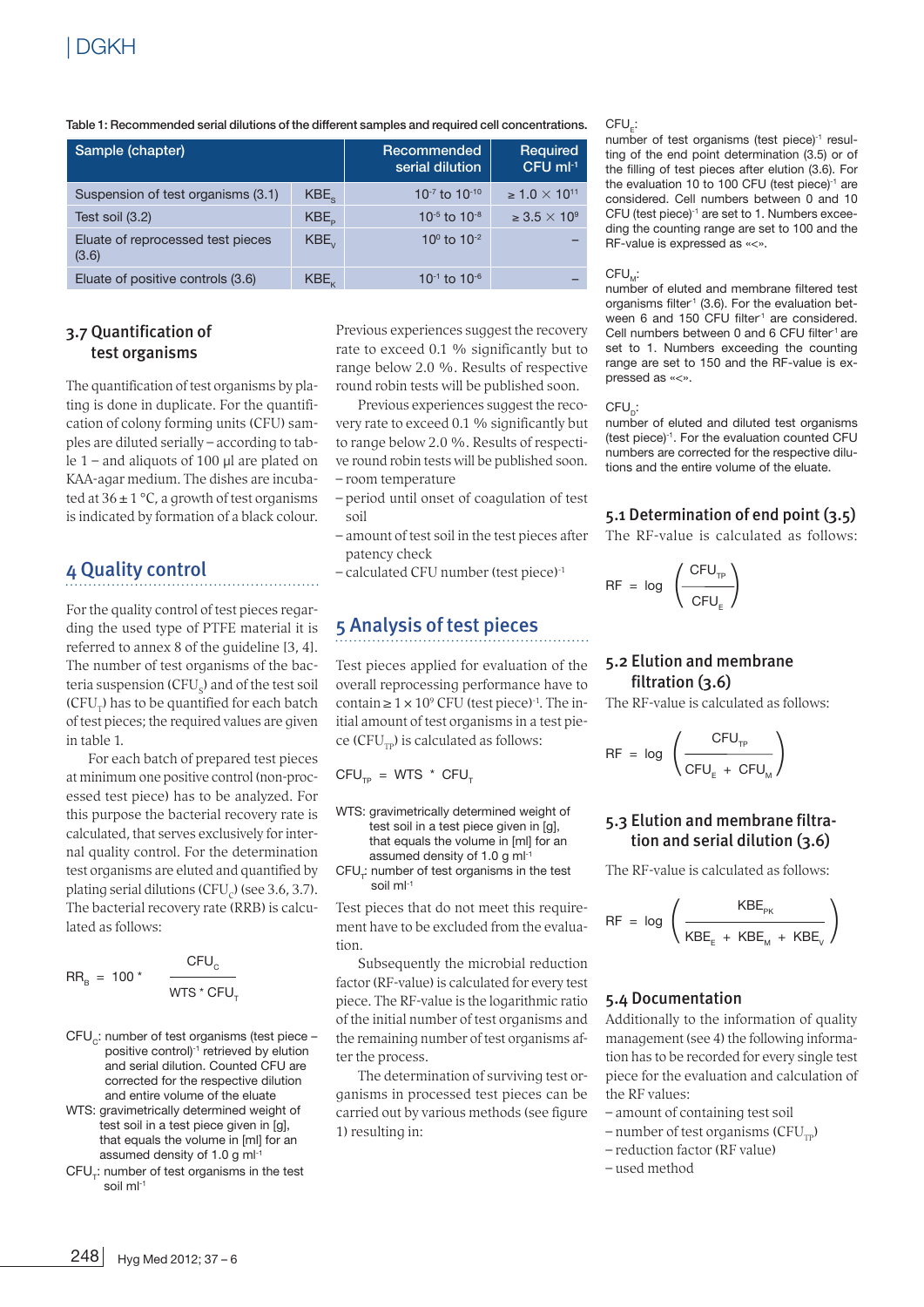Table 1: Recommended serial dilutions of the different samples and required cell concentrations.

| Sample (chapter) | | Recommended serial dilution | Required CFU $ml^{-1}$ |
|---|---|---|---|
| Suspension of test organisms (3.1) | $KBE_S$ | $10^{-7}$ to $10^{-10}$ | $\geq 1.0 \times 10^{11}$ |
| Test soil (3.2) | $KBE_P$ | $10^{-5}$ to $10^{-8}$ | $\geq 3.5 \times 10^{9}$ |
| Eluate of reprocessed test pieces (3.6) | $KBE_V$ | $10^{0}$ to $10^{-2}$ | – |
| Eluate of positive controls (3.6) | $KBE_K$ | $10^{-1}$ to $10^{-6}$ | – |

## 3.7 Quantification of test organisms

The quantification of test organisms by plating is done in duplicate. For the quantification of colony forming units (CFU) samples are diluted serially – according to table 1 – and aliquots of 100 µl are plated on KAA-agar medium. The dishes are incubated at 36 ± 1 °C, a growth of test organisms is indicated by formation of a black colour.

# 4 Quality control

For the quality control of test pieces regarding the used type of PTFE material it is referred to annex 8 of the guideline [3, 4]. The number of test organisms of the bacteria suspension ($CFU_S$) and of the test soil ($CFU_T$) has to be quantified for each batch of test pieces; the required values are given in table 1.

For each batch of prepared test pieces at minimum one positive control (non-processed test piece) has to be analyzed. For this purpose the bacterial recovery rate is calculated, that serves exclusively for internal quality control. For the determination test organisms are eluted and quantified by plating serial dilutions ($CFU_C$) (see 3.6, 3.7). The bacterial recovery rate (RRB) is calculated as follows:

$$RR_B = 100 * \frac{CFU_C}{WTS * CFU_T}$$

$CFU_C$: number of test organisms (test piece – positive control)$^{-1}$ retrieved by elution and serial dilution. Counted CFU are corrected for the respective dilution and entire volume of the eluate

WTS: gravimetrically determined weight of test soil in a test piece given in [g], that equals the volume in [ml] for an assumed density of 1.0 g $ml^{-1}$

$CFU_T$: number of test organisms in the test soil $ml^{-1}$

Previous experiences suggest the recovery rate to exceed 0.1 % significantly but to range below 2.0 %. Results of respective round robin tests will be published soon.

Previous experiences suggest the recovery rate to exceed 0.1 % significantly but to range below 2.0 %. Results of respective round robin tests will be published soon.

- room temperature
- period until onset of coagulation of test soil
- amount of test soil in the test pieces after patency check
- calculated CFU number (test piece)$^{-1}$

# 5 Analysis of test pieces

Test pieces applied for evaluation of the overall reprocessing performance have to contain $\geq 1 \times 10^9$ CFU (test piece)$^{-1}$. The initial amount of test organisms in a test piece ($CFU_{TP}$) is calculated as follows:

$$CFU_{TP} = WTS * CFU_T$$

WTS: gravimetrically determined weight of test soil in a test piece given in [g], that equals the volume in [ml] for an assumed density of 1.0 g $ml^{-1}$

$CFU_T$: number of test organisms in the test soil $ml^{-1}$

Test pieces that do not meet this requirement have to be excluded from the evaluation.

Subsequently the microbial reduction factor (RF-value) is calculated for every test piece. The RF-value is the logarithmic ratio of the initial number of test organisms and the remaining number of test organisms after the process.

The determination of surviving test organisms in processed test pieces can be carried out by various methods (see figure 1) resulting in:

$CFU_E$:
number of test organisms (test piece)$^{-1}$ resulting of the end point determination (3.5) or of the filling of test pieces after elution (3.6). For the evaluation 10 to 100 CFU (test piece)$^{-1}$ are considered. Cell numbers between 0 and 10 CFU (test piece)$^{-1}$ are set to 1. Numbers exceeding the counting range are set to 100 and the RF-value is expressed as «<».

$CFU_M$:
number of eluted and membrane filtered test organisms filter$^{-1}$ (3.6). For the evaluation between 6 and 150 CFU filter$^{-1}$ are considered. Cell numbers between 0 and 6 CFU filter$^{-1}$ are set to 1. Numbers exceeding the counting range are set to 150 and the RF-value is expressed as «<».

$CFU_D$:
number of eluted and diluted test organisms (test piece)$^{-1}$. For the evaluation counted CFU numbers are corrected for the respective dilutions and the entire volume of the eluate.

## 5.1 Determination of end point (3.5)

The RF-value is calculated as follows:

$$RF = \log \left( \frac{CFU_{TP}}{CFU_E} \right)$$

## 5.2 Elution and membrane filtration (3.6)

The RF-value is calculated as follows:

$$RF = \log \left( \frac{CFU_{TP}}{CFU_E + CFU_M} \right)$$

## 5.3 Elution and membrane filtration and serial dilution (3.6)

The RF-value is calculated as follows:

$$RF = \log \left( \frac{KBE_{PK}}{KBE_E + KBE_M + KBE_V} \right)$$

## 5.4 Documentation

Additionally to the information of quality management (see 4) the following information has to be recorded for every single test piece for the evaluation and calculation of the RF values:

- amount of containing test soil
- number of test organisms ($CFU_{TP}$)
- reduction factor (RF value)
- used method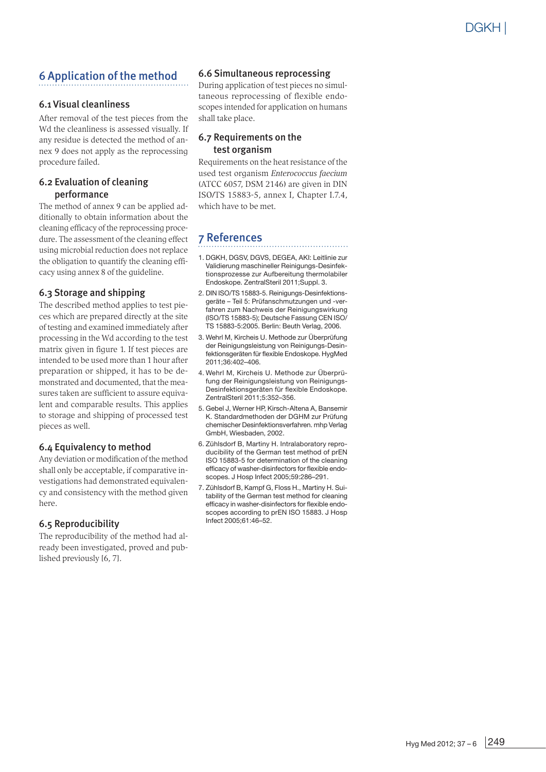## 6 Application of the method

### 6.1 Visual cleanliness

After removal of the test pieces from the Wd the cleanliness is assessed visually. If any residue is detected the method of annex 9 does not apply as the reprocessing procedure failed.

### 6.2 Evaluation of cleaning performance

The method of annex 9 can be applied additionally to obtain information about the cleaning efficacy of the reprocessing procedure. The assessment of the cleaning effect using microbial reduction does not replace the obligation to quantify the cleaning efficacy using annex 8 of the guideline.

### 6.3 Storage and shipping

The described method applies to test pieces which are prepared directly at the site of testing and examined immediately after processing in the Wd according to the test matrix given in figure 1. If test pieces are intended to be used more than 1 hour after preparation or shipped, it has to be demonstrated and documented, that the measures taken are sufficient to assure equivalent and comparable results. This applies to storage and shipping of processed test pieces as well.

### 6.4 Equivalency to method

Any deviation or modification of the method shall only be acceptable, if comparative investigations had demonstrated equivalency and consistency with the method given here.

### 6.5 Reproducibility

The reproducibility of the method had already been investigated, proved and published previously [6, 7].

### 6.6 Simultaneous reprocessing

During application of test pieces no simultaneous reprocessing of flexible endoscopes intended for application on humans shall take place.

### 6.7 Requirements on the test organism

Requirements on the heat resistance of the used test organism *Enterococcus faecium* (ATCC 6057, DSM 2146) are given in DIN ISO/TS 15883-5, annex I, Chapter I.7.4, which have to be met.

## 7 References

1. DGKH, DGSV, DGVS, DEGEA, AKI: Leitlinie zur Validierung maschineller Reinigungs-Desinfektionsprozesse zur Aufbereitung thermolabiler Endoskope. ZentralSteril 2011;Suppl. 3.
2. DIN ISO/TS 15883-5. Reinigungs-Desinfektionsgeräte – Teil 5: Prüfanschmutzungen und -verfahren zum Nachweis der Reinigungswirkung (ISO/TS 15883-5); Deutsche Fassung CEN ISO/TS 15883-5:2005. Berlin: Beuth Verlag, 2006.
3. Wehrl M, Kircheis U. Methode zur Überprüfung der Reinigungsleistung von Reinigungs-Desinfektionsgeräten für flexible Endoskope. HygMed 2011;36:402–406.
4. Wehrl M, Kircheis U. Methode zur Überprüfung der Reinigungsleistung von Reinigungs-Desinfektionsgeräten für flexible Endoskope. ZentralSteril 2011;5:352–356.
5. Gebel J, Werner HP, Kirsch-Altena A, Bansemir K. Standardmethoden der DGHM zur Prüfung chemischer Desinfektionsverfahren. mhp Verlag GmbH, Wiesbaden, 2002.
6. Zühlsdorf B, Martiny H. Intralaboratory reproducibility of the German test method of prEN ISO 15883-5 for determination of the cleaning efficacy of washer-disinfectors for flexible endoscopes. J Hosp Infect 2005;59:286–291.
7. Zühlsdorf B, Kampf G, Floss H., Martiny H. Suitability of the German test method for cleaning efficacy in washer-disinfectors for flexible endoscopes according to prEN ISO 15883. J Hosp Infect 2005;61:46–52.